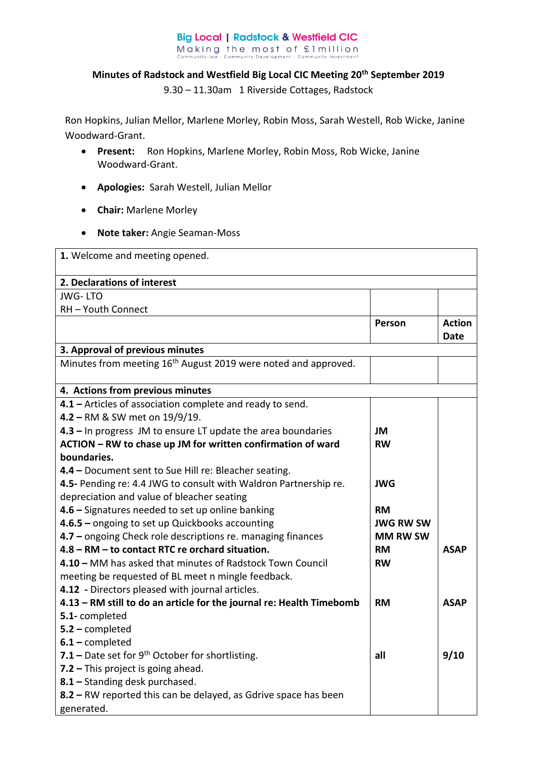Big Local | Radstock & Westfield CIC
Making the most of £1million
Community-led - Community Development - Community Investment

## Minutes of Radstock and Westfield Big Local CIC Meeting 20th September 2019

9.30 – 11.30am 1 Riverside Cottages, Radstock

Ron Hopkins, Julian Mellor, Marlene Morley, Robin Moss, Sarah Westell, Rob Wicke, Janine Woodward-Grant.

- **Present:** Ron Hopkins, Marlene Morley, Robin Moss, Rob Wicke, Janine Woodward-Grant.
- **Apologies:** Sarah Westell, Julian Mellor
- **Chair:** Marlene Morley
- **Note taker:** Angie Seaman-Moss

| | | |
|---|---|---|
| **1.** Welcome and meeting opened. | | |
| **2. Declarations of interest** | | |
| JWG- LTO<br>RH – Youth Connect | | |
| | **Person** | **Action Date** |
| **3. Approval of previous minutes** | | |
| Minutes from meeting 16th August 2019 were noted and approved. | | |
| **4. Actions from previous minutes** | | |
| **4.1 –** Articles of association complete and ready to send.<br>**4.2 –** RM & SW met on 19/9/19.<br>**4.3 –** In progress JM to ensure LT update the area boundaries<br>**ACTION – RW to chase up JM for written confirmation of ward boundaries.**<br>**4.4 –** Document sent to Sue Hill re: Bleacher seating.<br>**4.5-** Pending re: 4.4 JWG to consult with Waldron Partnership re. depreciation and value of bleacher seating<br>**4.6 –** Signatures needed to set up online banking<br>**4.6.5 –** ongoing to set up Quickbooks accounting<br>**4.7 –** ongoing Check role descriptions re. managing finances<br>**4.8 – RM – to contact RTC re orchard situation.**<br>**4.10 –** MM has asked that minutes of Radstock Town Council meeting be requested of BL meet n mingle feedback.<br>**4.12 -** Directors pleased with journal articles.<br>**4.13 – RM still to do an article for the journal re: Health Timebomb**<br>**5.1-** completed<br>**5.2 –** completed<br>**6.1 –** completed<br>**7.1 –** Date set for 9th October for shortlisting.<br>**7.2 –** This project is going ahead.<br>**8.1 –** Standing desk purchased.<br>**8.2 –** RW reported this can be delayed, as Gdrive space has been generated. | <br><br>**JM**<br>**RW**<br><br><br>**JWG**<br><br>**RM**<br>**JWG RW SW**<br>**MM RW SW**<br>**RM**<br>**RW**<br><br><br>**RM**<br><br><br><br>**all** | <br><br><br><br><br><br><br><br><br><br>**ASAP**<br><br><br><br>**ASAP**<br><br><br><br>**9/10** |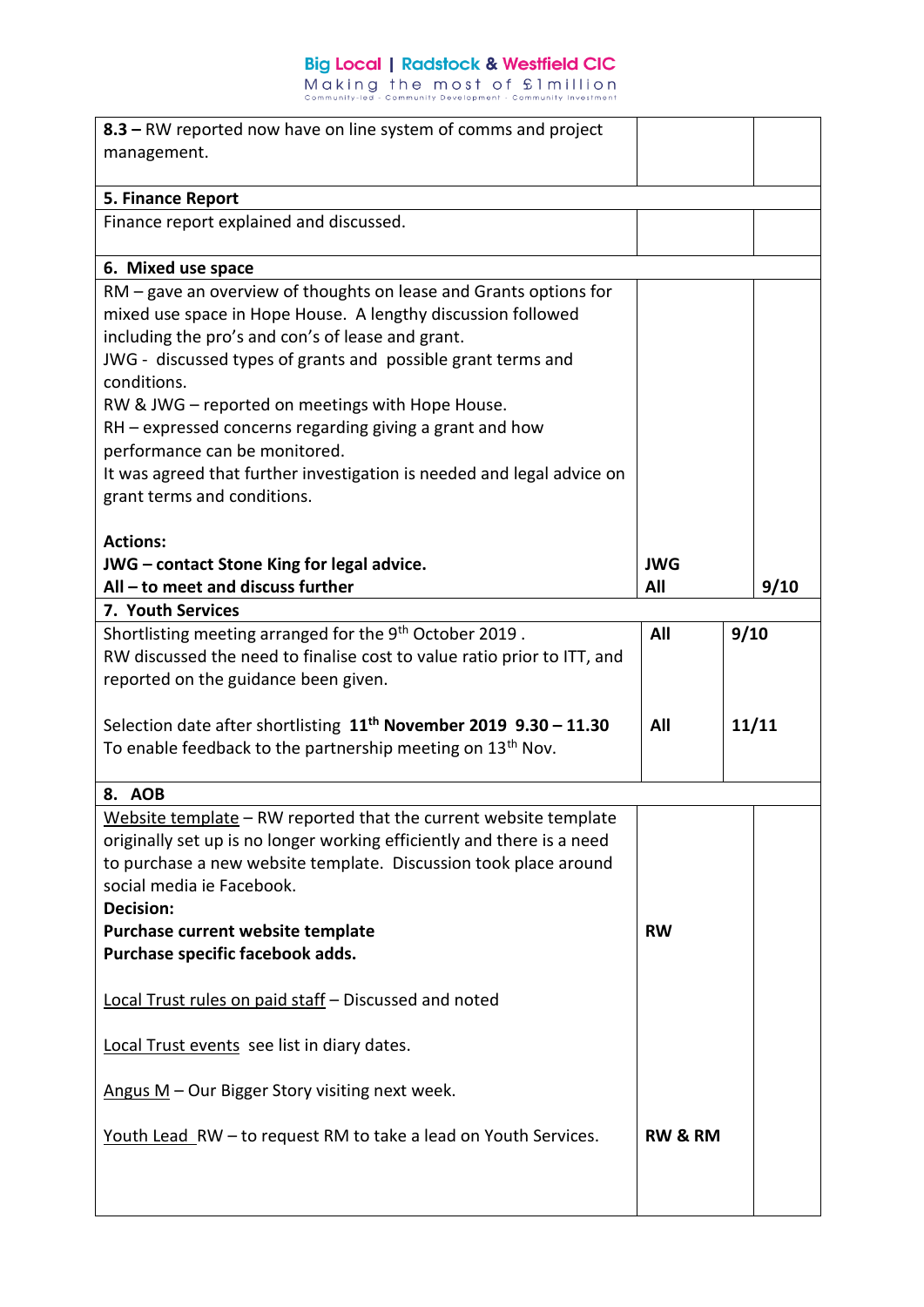| | | |
|---|---|---|
| **8.3 –** RW reported now have on line system of comms and project management. | | |
| **5. Finance Report** | | |
| Finance report explained and discussed. | | |
| **6. Mixed use space** | | |
| RM – gave an overview of thoughts on lease and Grants options for mixed use space in Hope House. A lengthy discussion followed including the pro's and con's of lease and grant.<br>JWG - discussed types of grants and possible grant terms and conditions.<br>RW & JWG – reported on meetings with Hope House.<br>RH – expressed concerns regarding giving a grant and how performance can be monitored.<br>It was agreed that further investigation is needed and legal advice on grant terms and conditions.<br><br>**Actions:**<br>**JWG – contact Stone King for legal advice.**<br>**All – to meet and discuss further** | **JWG**<br>**All** | <br>**9/10** |
| **7. Youth Services** | | |
| Shortlisting meeting arranged for the 9th October 2019 .<br>RW discussed the need to finalise cost to value ratio prior to ITT, and reported on the guidance been given. | **All** | **9/10** |
| Selection date after shortlisting **11th November 2019 9.30 – 11.30**<br>To enable feedback to the partnership meeting on 13th Nov. | **All** | **11/11** |
| **8. AOB** | | |
| Website template – RW reported that the current website template originally set up is no longer working efficiently and there is a need to purchase a new website template. Discussion took place around social media ie Facebook.<br>**Decision:**<br>**Purchase current website template**<br>**Purchase specific facebook adds.** | **RW** | |
| Local Trust rules on paid staff – Discussed and noted | | |
| Local Trust events see list in diary dates. | | |
| Angus M – Our Bigger Story visiting next week. | | |
| Youth Lead RW – to request RM to take a lead on Youth Services. | **RW & RM** | |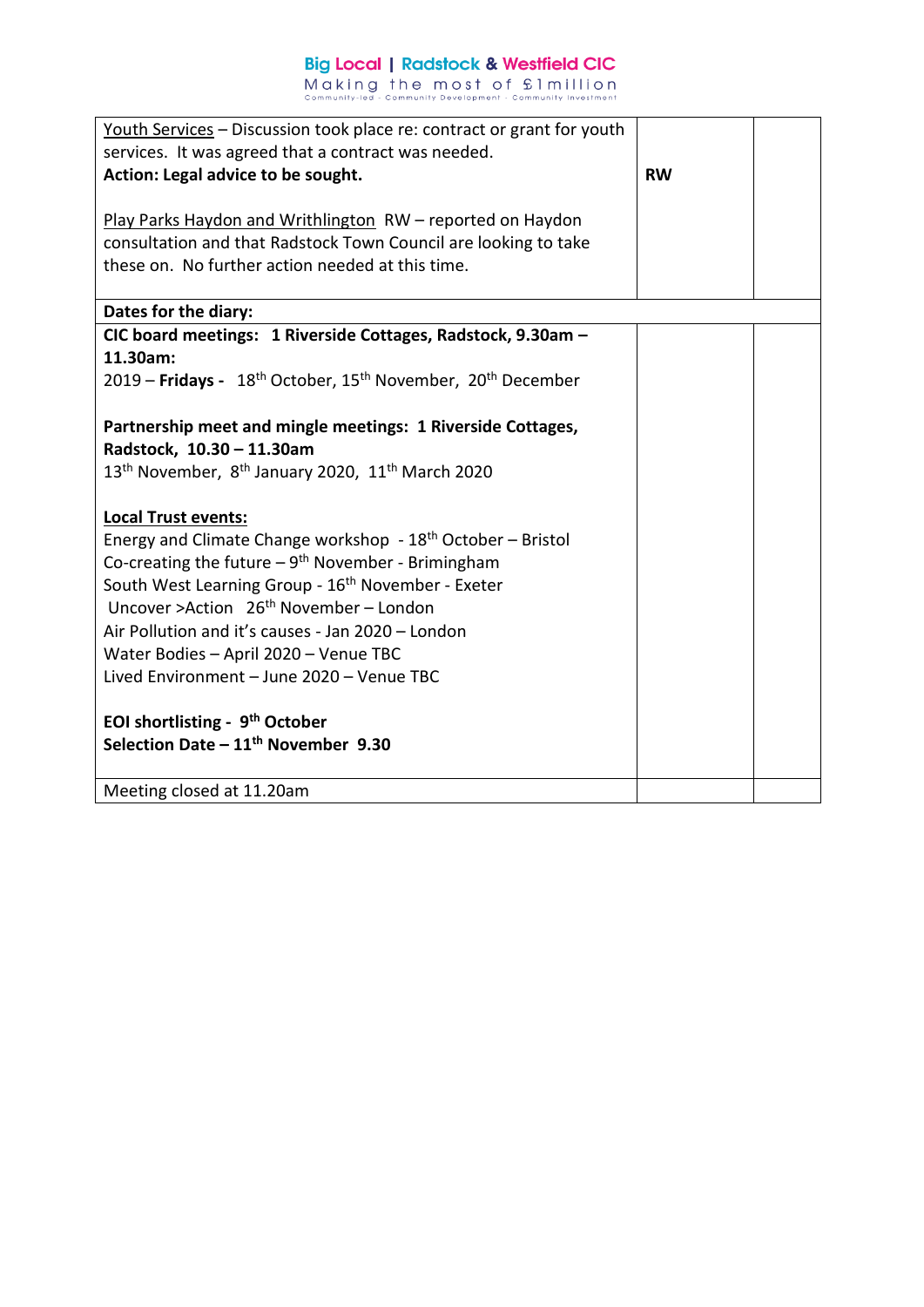| | | |
|---|---|---|
| Youth Services – Discussion took place re: contract or grant for youth services. It was agreed that a contract was needed.<br>**Action: Legal advice to be sought.**<br><br>Play Parks Haydon and Writhlington RW – reported on Haydon consultation and that Radstock Town Council are looking to take these on. No further action needed at this time. | **RW** | |
| **Dates for the diary:** | | |
| **CIC board meetings: 1 Riverside Cottages, Radstock, 9.30am – 11.30am:**<br>2019 – **Fridays -** 18th October, 15th November, 20th December<br><br>**Partnership meet and mingle meetings: 1 Riverside Cottages, Radstock, 10.30 – 11.30am**<br>13th November, 8th January 2020, 11th March 2020<br><br>**Local Trust events:**<br>Energy and Climate Change workshop - 18th October – Bristol<br>Co-creating the future – 9th November - Brimingham<br>South West Learning Group - 16th November - Exeter<br>Uncover >Action 26th November – London<br>Air Pollution and it's causes - Jan 2020 – London<br>Water Bodies – April 2020 – Venue TBC<br>Lived Environment – June 2020 – Venue TBC<br><br>**EOI shortlisting - 9th October**<br>**Selection Date – 11th November 9.30** | | |
| Meeting closed at 11.20am | | |